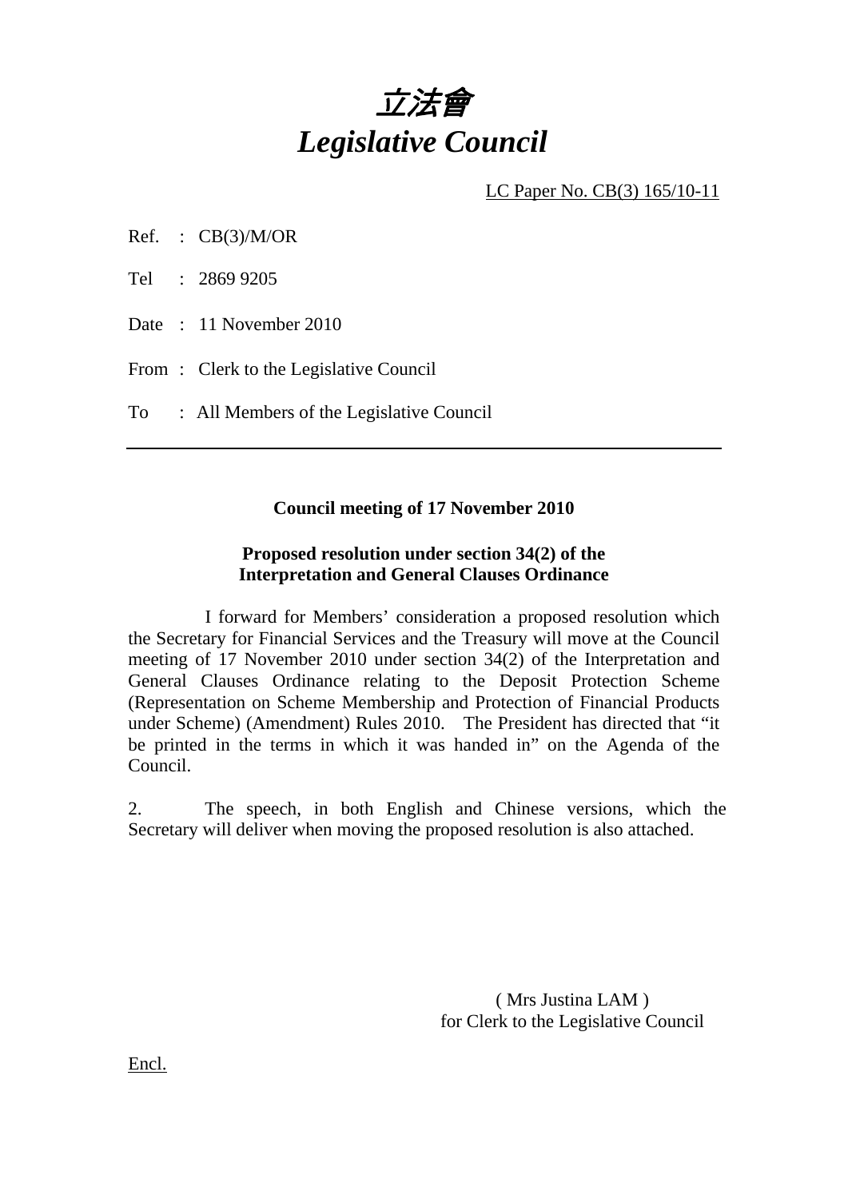# *立法會*
# *Legislative Council*

LC Paper No. CB(3) 165/10-11

Ref. : CB(3)/M/OR

Tel : 2869 9205

Date : 11 November 2010

From : Clerk to the Legislative Council

To : All Members of the Legislative Council

---

**Council meeting of 17 November 2010**

**Proposed resolution under section 34(2) of the Interpretation and General Clauses Ordinance**

I forward for Members' consideration a proposed resolution which the Secretary for Financial Services and the Treasury will move at the Council meeting of 17 November 2010 under section 34(2) of the Interpretation and General Clauses Ordinance relating to the Deposit Protection Scheme (Representation on Scheme Membership and Protection of Financial Products under Scheme) (Amendment) Rules 2010. The President has directed that "it be printed in the terms in which it was handed in" on the Agenda of the Council.

2. The speech, in both English and Chinese versions, which the Secretary will deliver when moving the proposed resolution is also attached.

( Mrs Justina LAM )
for Clerk to the Legislative Council

Encl.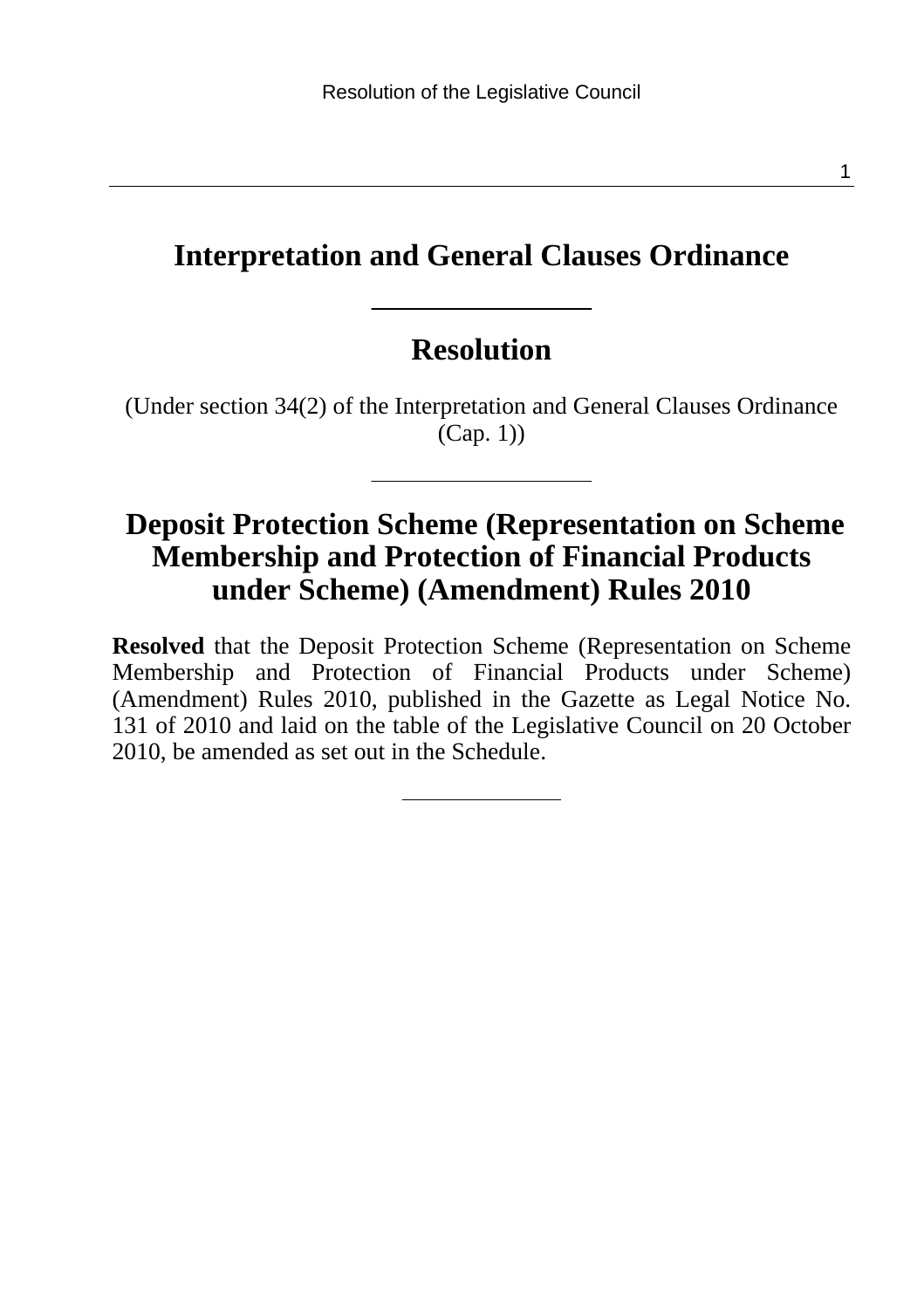# Interpretation and General Clauses Ordinance

## Resolution

(Under section 34(2) of the Interpretation and General Clauses Ordinance (Cap. 1))

## Deposit Protection Scheme (Representation on Scheme Membership and Protection of Financial Products under Scheme) (Amendment) Rules 2010

**Resolved** that the Deposit Protection Scheme (Representation on Scheme Membership and Protection of Financial Products under Scheme) (Amendment) Rules 2010, published in the Gazette as Legal Notice No. 131 of 2010 and laid on the table of the Legislative Council on 20 October 2010, be amended as set out in the Schedule.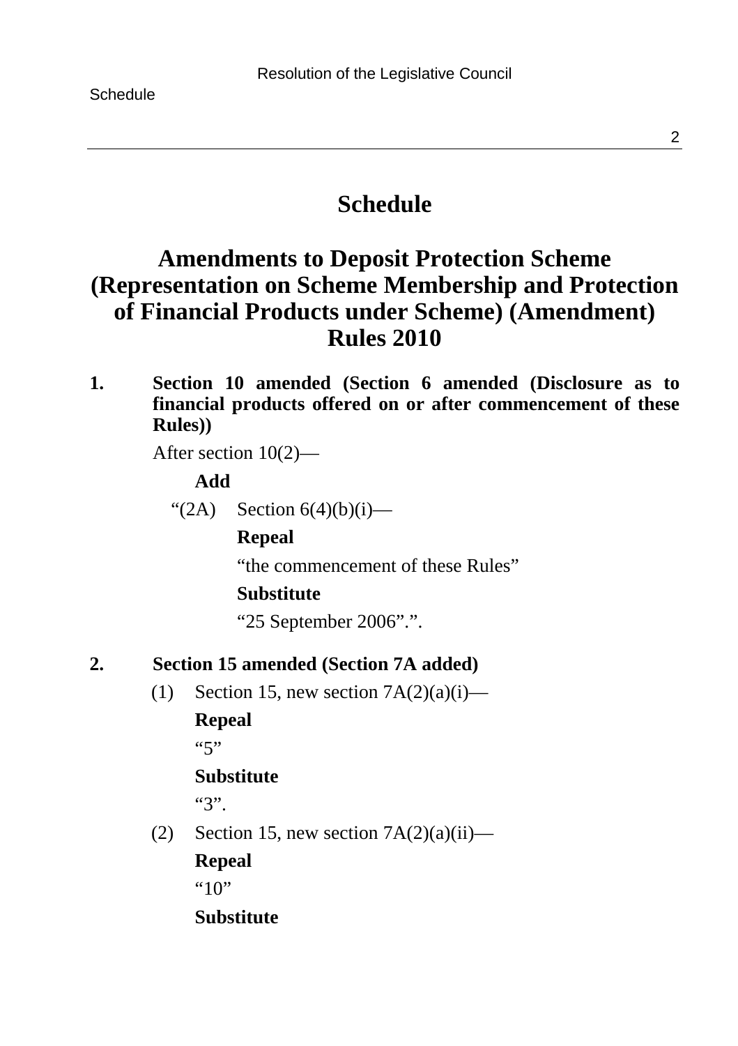# Schedule

## Amendments to Deposit Protection Scheme (Representation on Scheme Membership and Protection of Financial Products under Scheme) (Amendment) Rules 2010

**1. Section 10 amended (Section 6 amended (Disclosure as to financial products offered on or after commencement of these Rules))**

After section 10(2)—

**Add**

“(2A) Section 6(4)(b)(i)—

**Repeal**

“the commencement of these Rules”

**Substitute**

“25 September 2006”.”.

**2. Section 15 amended (Section 7A added)**

(1) Section 15, new section 7A(2)(a)(i)—

**Repeal**

“5”

**Substitute**

“3”.

(2) Section 15, new section 7A(2)(a)(ii)—

**Repeal**

“10”

**Substitute**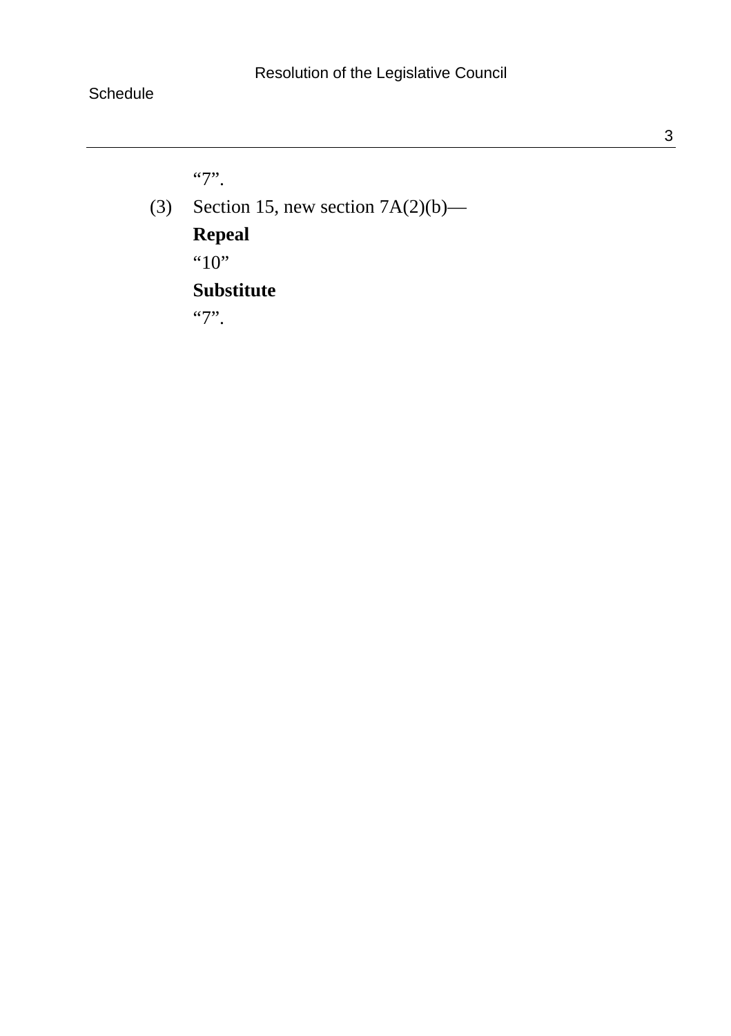“7”.

(3) Section 15, new section 7A(2)(b)—

**Repeal**

“10”

**Substitute**

“7”.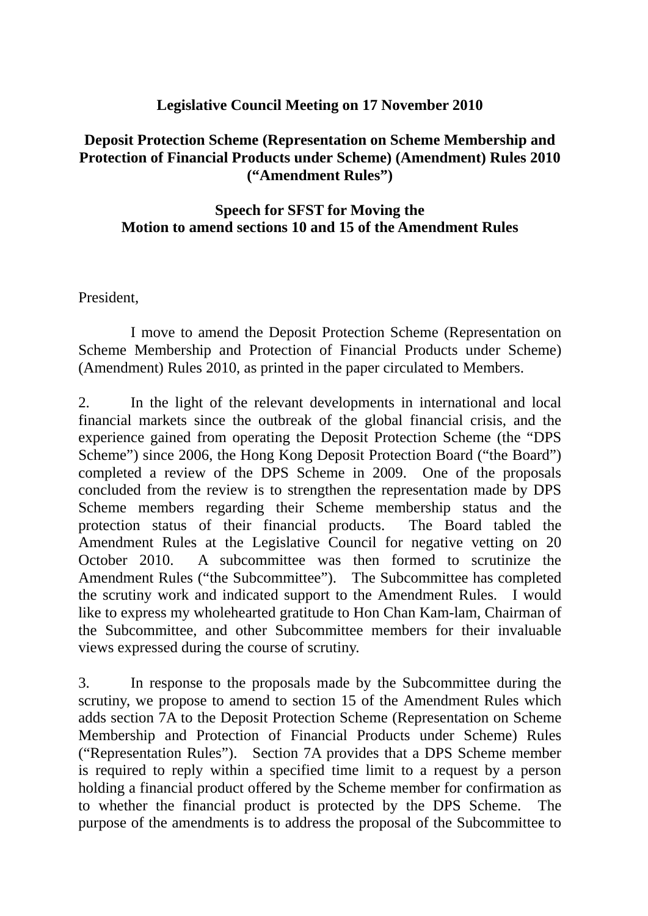**Legislative Council Meeting on 17 November 2010**

**Deposit Protection Scheme (Representation on Scheme Membership and Protection of Financial Products under Scheme) (Amendment) Rules 2010 ("Amendment Rules")**

**Speech for SFST for Moving the Motion to amend sections 10 and 15 of the Amendment Rules**

President,

I move to amend the Deposit Protection Scheme (Representation on Scheme Membership and Protection of Financial Products under Scheme) (Amendment) Rules 2010, as printed in the paper circulated to Members.

2. In the light of the relevant developments in international and local financial markets since the outbreak of the global financial crisis, and the experience gained from operating the Deposit Protection Scheme (the "DPS Scheme") since 2006, the Hong Kong Deposit Protection Board ("the Board") completed a review of the DPS Scheme in 2009. One of the proposals concluded from the review is to strengthen the representation made by DPS Scheme members regarding their Scheme membership status and the protection status of their financial products. The Board tabled the Amendment Rules at the Legislative Council for negative vetting on 20 October 2010. A subcommittee was then formed to scrutinize the Amendment Rules ("the Subcommittee"). The Subcommittee has completed the scrutiny work and indicated support to the Amendment Rules. I would like to express my wholehearted gratitude to Hon Chan Kam-lam, Chairman of the Subcommittee, and other Subcommittee members for their invaluable views expressed during the course of scrutiny.

3. In response to the proposals made by the Subcommittee during the scrutiny, we propose to amend to section 15 of the Amendment Rules which adds section 7A to the Deposit Protection Scheme (Representation on Scheme Membership and Protection of Financial Products under Scheme) Rules ("Representation Rules"). Section 7A provides that a DPS Scheme member is required to reply within a specified time limit to a request by a person holding a financial product offered by the Scheme member for confirmation as to whether the financial product is protected by the DPS Scheme. The purpose of the amendments is to address the proposal of the Subcommittee to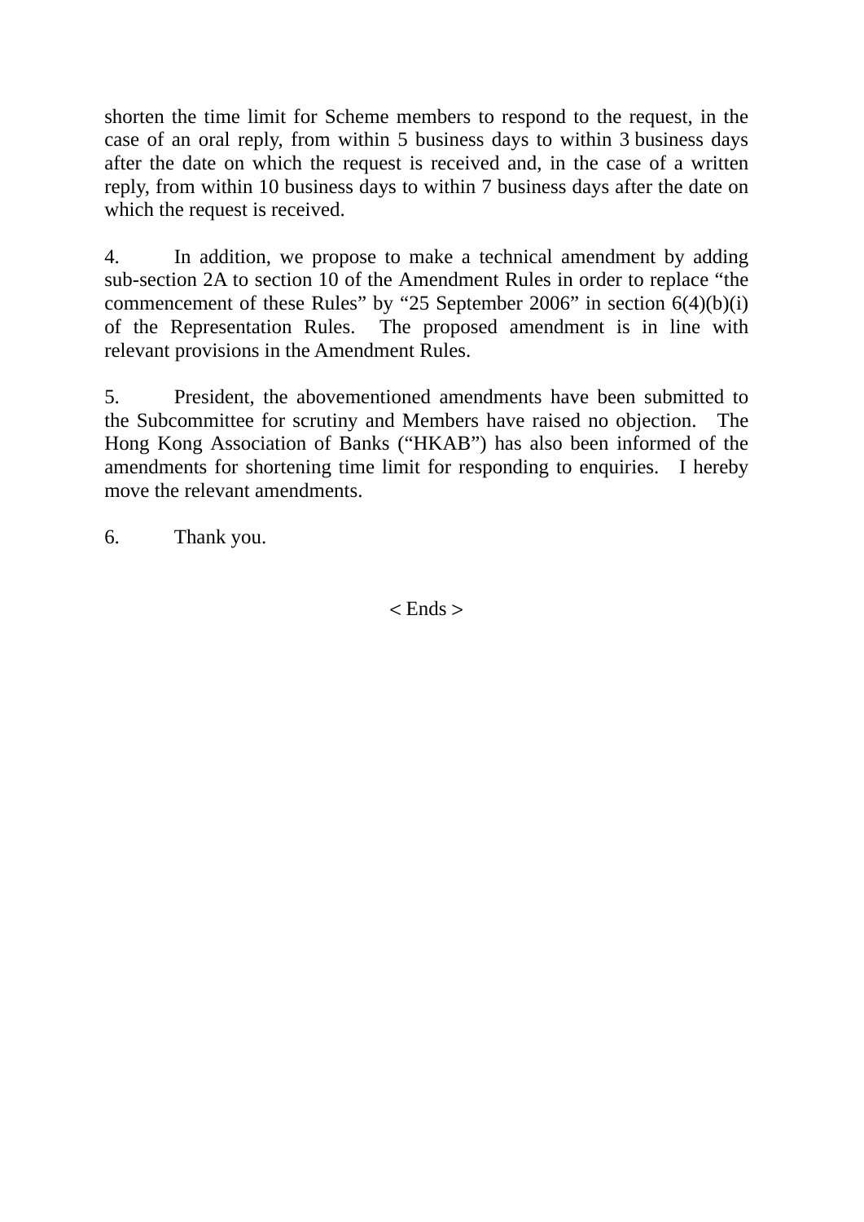shorten the time limit for Scheme members to respond to the request, in the case of an oral reply, from within 5 business days to within 3 business days after the date on which the request is received and, in the case of a written reply, from within 10 business days to within 7 business days after the date on which the request is received.

4. In addition, we propose to make a technical amendment by adding sub-section 2A to section 10 of the Amendment Rules in order to replace "the commencement of these Rules" by "25 September 2006" in section 6(4)(b)(i) of the Representation Rules. The proposed amendment is in line with relevant provisions in the Amendment Rules.

5. President, the abovementioned amendments have been submitted to the Subcommittee for scrutiny and Members have raised no objection. The Hong Kong Association of Banks ("HKAB") has also been informed of the amendments for shortening time limit for responding to enquiries. I hereby move the relevant amendments.

6. Thank you.

< Ends >